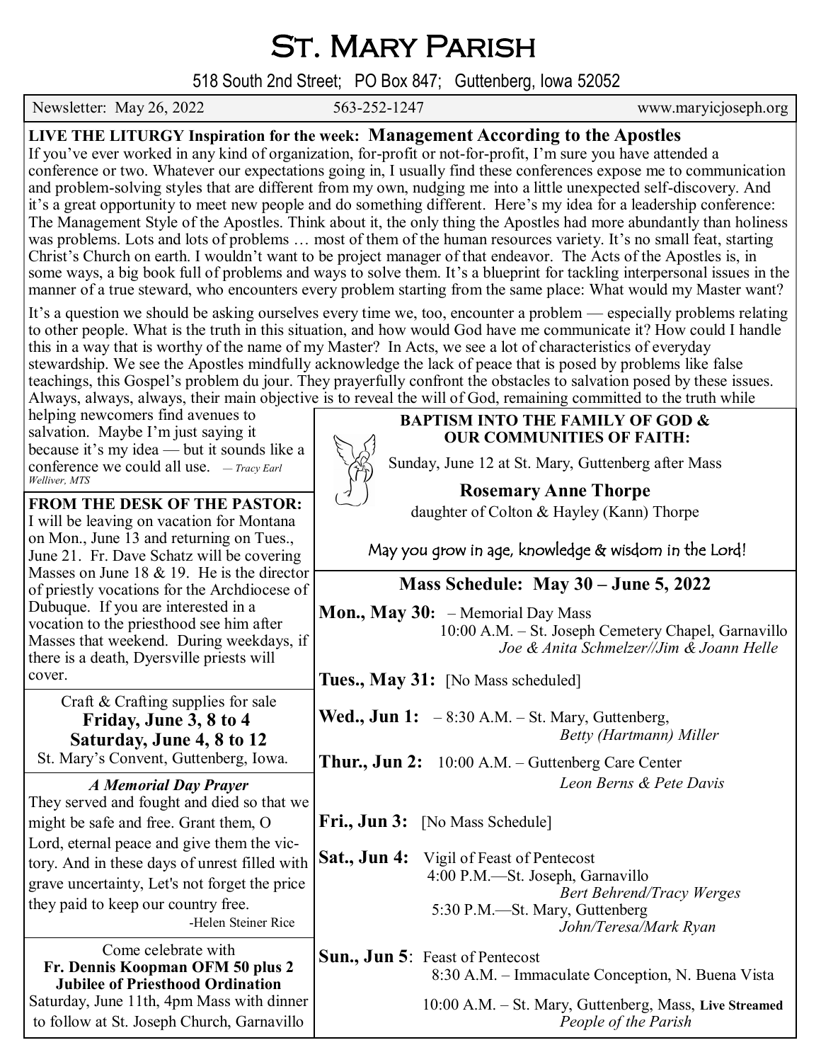# St. Mary Parish

518 South 2nd Street; PO Box 847; Guttenberg, Iowa 52052

Newsletter: May 26, 2022 | 563-252-1247 | www.maryicjoseph.org

**LIVE THE LITURGY Inspiration for the week: Management According to the Apostles**

If you've ever worked in any kind of organization, for-profit or not-for-profit, I'm sure you have attended a conference or two. Whatever our expectations going in, I usually find these conferences expose me to communication and problem-solving styles that are different from my own, nudging me into a little unexpected self-discovery. And it's a great opportunity to meet new people and do something different. Here's my idea for a leadership conference: The Management Style of the Apostles. Think about it, the only thing the Apostles had more abundantly than holiness was problems. Lots and lots of problems … most of them of the human resources variety. It's no small feat, starting Christ's Church on earth. I wouldn't want to be project manager of that endeavor. The Acts of the Apostles is, in some ways, a big book full of problems and ways to solve them. It's a blueprint for tackling interpersonal issues in the manner of a true steward, who encounters every problem starting from the same place: What would my Master want?

It's a question we should be asking ourselves every time we, too, encounter a problem — especially problems relating to other people. What is the truth in this situation, and how would God have me communicate it? How could I handle this in a way that is worthy of the name of my Master? In Acts, we see a lot of characteristics of everyday stewardship. We see the Apostles mindfully acknowledge the lack of peace that is posed by problems like false teachings, this Gospel's problem du jour. They prayerfully confront the obstacles to salvation posed by these issues. Always, always, always, their main objective is to reveal the will of God, remaining committed to the truth while helping newcomers find avenues to salvation. Maybe I'm just saying it because it's my idea — but it sounds like a conference we could all use. *— Tracy Earl Welliver, MTS*

**FROM THE DESK OF THE PASTOR:**
I will be leaving on vacation for Montana on Mon., June 13 and returning on Tues., June 21. Fr. Dave Schatz will be covering Masses on June 18 & 19. He is the director of priestly vocations for the Archdiocese of Dubuque. If you are interested in a vocation to the priesthood see him after Masses that weekend. During weekdays, if there is a death, Dyersville priests will cover.

Craft & Crafting supplies for sale
**Friday, June 3, 8 to 4**
**Saturday, June 4, 8 to 12**
St. Mary's Convent, Guttenberg, Iowa.

***A Memorial Day Prayer***

They served and fought and died so that we might be safe and free. Grant them, O Lord, eternal peace and give them the victory. And in these days of unrest filled with grave uncertainty, Let's not forget the price they paid to keep our country free.

-Helen Steiner Rice

Come celebrate with
**Fr. Dennis Koopman OFM 50 plus 2 Jubilee of Priesthood Ordination**
Saturday, June 11th, 4pm Mass with dinner to follow at St. Joseph Church, Garnavillo

**BAPTISM INTO THE FAMILY OF GOD & OUR COMMUNITIES OF FAITH:**

Sunday, June 12 at St. Mary, Guttenberg after Mass

**Rosemary Anne Thorpe**
daughter of Colton & Hayley (Kann) Thorpe

May you grow in age, knowledge & wisdom in the Lord!

## Mass Schedule: May 30 – June 5, 2022

**Mon., May 30:** – Memorial Day Mass
10:00 A.M. – St. Joseph Cemetery Chapel, Garnavillo
*Joe & Anita Schmelzer//Jim & Joann Helle*

**Tues., May 31:** [No Mass scheduled]

**Wed., Jun 1:** – 8:30 A.M. – St. Mary, Guttenberg,
*Betty (Hartmann) Miller*

**Thur., Jun 2:** 10:00 A.M. – Guttenberg Care Center
*Leon Berns & Pete Davis*

**Fri., Jun 3:** [No Mass Schedule]

**Sat., Jun 4:** Vigil of Feast of Pentecost
4:00 P.M.—St. Joseph, Garnavillo
*Bert Behrend/Tracy Werges*
5:30 P.M.—St. Mary, Guttenberg
*John/Teresa/Mark Ryan*

**Sun., Jun 5**: Feast of Pentecost
8:30 A.M. – Immaculate Conception, N. Buena Vista
10:00 A.M. – St. Mary, Guttenberg, Mass, **Live Streamed**
*People of the Parish*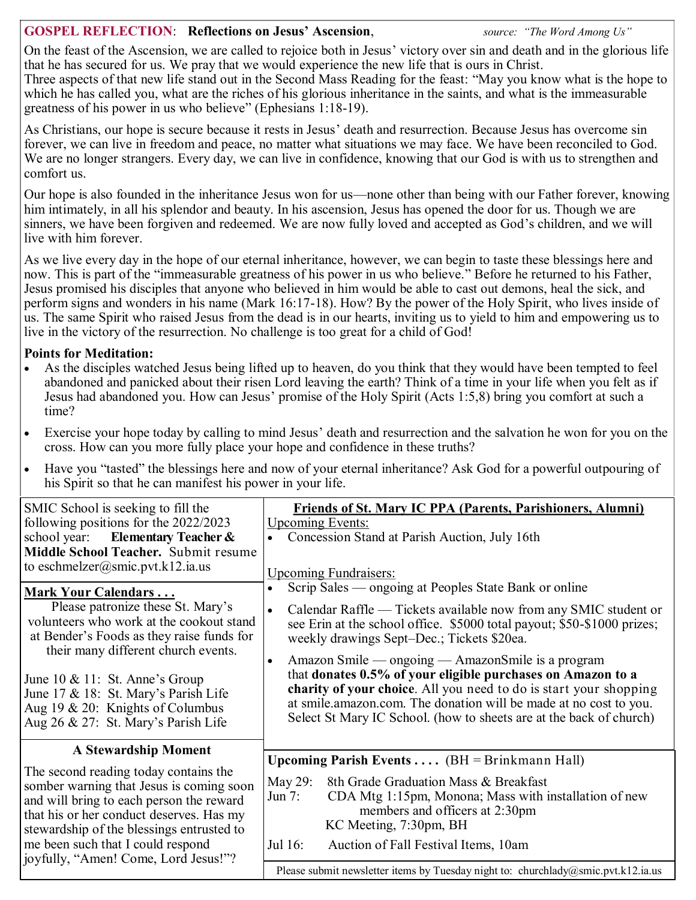## GOSPEL REFLECTION: Reflections on Jesus' Ascension,

*source: "The Word Among Us"*

On the feast of the Ascension, we are called to rejoice both in Jesus' victory over sin and death and in the glorious life that he has secured for us. We pray that we would experience the new life that is ours in Christ.
Three aspects of that new life stand out in the Second Mass Reading for the feast: "May you know what is the hope to which he has called you, what are the riches of his glorious inheritance in the saints, and what is the immeasurable greatness of his power in us who believe" (Ephesians 1:18-19).

As Christians, our hope is secure because it rests in Jesus' death and resurrection. Because Jesus has overcome sin forever, we can live in freedom and peace, no matter what situations we may face. We have been reconciled to God. We are no longer strangers. Every day, we can live in confidence, knowing that our God is with us to strengthen and comfort us.

Our hope is also founded in the inheritance Jesus won for us—none other than being with our Father forever, knowing him intimately, in all his splendor and beauty. In his ascension, Jesus has opened the door for us. Though we are sinners, we have been forgiven and redeemed. We are now fully loved and accepted as God's children, and we will live with him forever.

As we live every day in the hope of our eternal inheritance, however, we can begin to taste these blessings here and now. This is part of the "immeasurable greatness of his power in us who believe." Before he returned to his Father, Jesus promised his disciples that anyone who believed in him would be able to cast out demons, heal the sick, and perform signs and wonders in his name (Mark 16:17-18). How? By the power of the Holy Spirit, who lives inside of us. The same Spirit who raised Jesus from the dead is in our hearts, inviting us to yield to him and empowering us to live in the victory of the resurrection. No challenge is too great for a child of God!

**Points for Meditation:**

- As the disciples watched Jesus being lifted up to heaven, do you think that they would have been tempted to feel abandoned and panicked about their risen Lord leaving the earth? Think of a time in your life when you felt as if Jesus had abandoned you. How can Jesus' promise of the Holy Spirit (Acts 1:5,8) bring you comfort at such a time?
- Exercise your hope today by calling to mind Jesus' death and resurrection and the salvation he won for you on the cross. How can you more fully place your hope and confidence in these truths?
- Have you "tasted" the blessings here and now of your eternal inheritance? Ask God for a powerful outpouring of his Spirit so that he can manifest his power in your life.

SMIC School is seeking to fill the following positions for the 2022/2023 school year: **Elementary Teacher & Middle School Teacher.** Submit resume to eschmelzer@smic.pvt.k12.ia.us

**Mark Your Calendars . . .**

Please patronize these St. Mary's volunteers who work at the cookout stand at Bender's Foods as they raise funds for their many different church events.

June 10 & 11: St. Anne's Group
June 17 & 18: St. Mary's Parish Life
Aug 19 & 20: Knights of Columbus
Aug 26 & 27: St. Mary's Parish Life

**A Stewardship Moment**

The second reading today contains the somber warning that Jesus is coming soon and will bring to each person the reward that his or her conduct deserves. Has my stewardship of the blessings entrusted to me been such that I could respond joyfully, "Amen! Come, Lord Jesus!"?

**Friends of St. Mary IC PPA (Parents, Parishioners, Alumni)**

Upcoming Events:

- Concession Stand at Parish Auction, July 16th

Upcoming Fundraisers:

- Scrip Sales — ongoing at Peoples State Bank or online
- Calendar Raffle — Tickets available now from any SMIC student or see Erin at the school office. $5000 total payout; $50-$1000 prizes; weekly drawings Sept–Dec.; Tickets $20ea.
- Amazon Smile — ongoing — AmazonSmile is a program that **donates 0.5% of your eligible purchases on Amazon to a charity of your choice**. All you need to do is start your shopping at smile.amazon.com. The donation will be made at no cost to you. Select St Mary IC School. (how to sheets are at the back of church)

**Upcoming Parish Events . . . .** (BH = Brinkmann Hall)

May 29: 8th Grade Graduation Mass & Breakfast
Jun 7: CDA Mtg 1:15pm, Monona; Mass with installation of new members and officers at 2:30pm
KC Meeting, 7:30pm, BH
Jul 16: Auction of Fall Festival Items, 10am

Please submit newsletter items by Tuesday night to: churchlady@smic.pvt.k12.ia.us